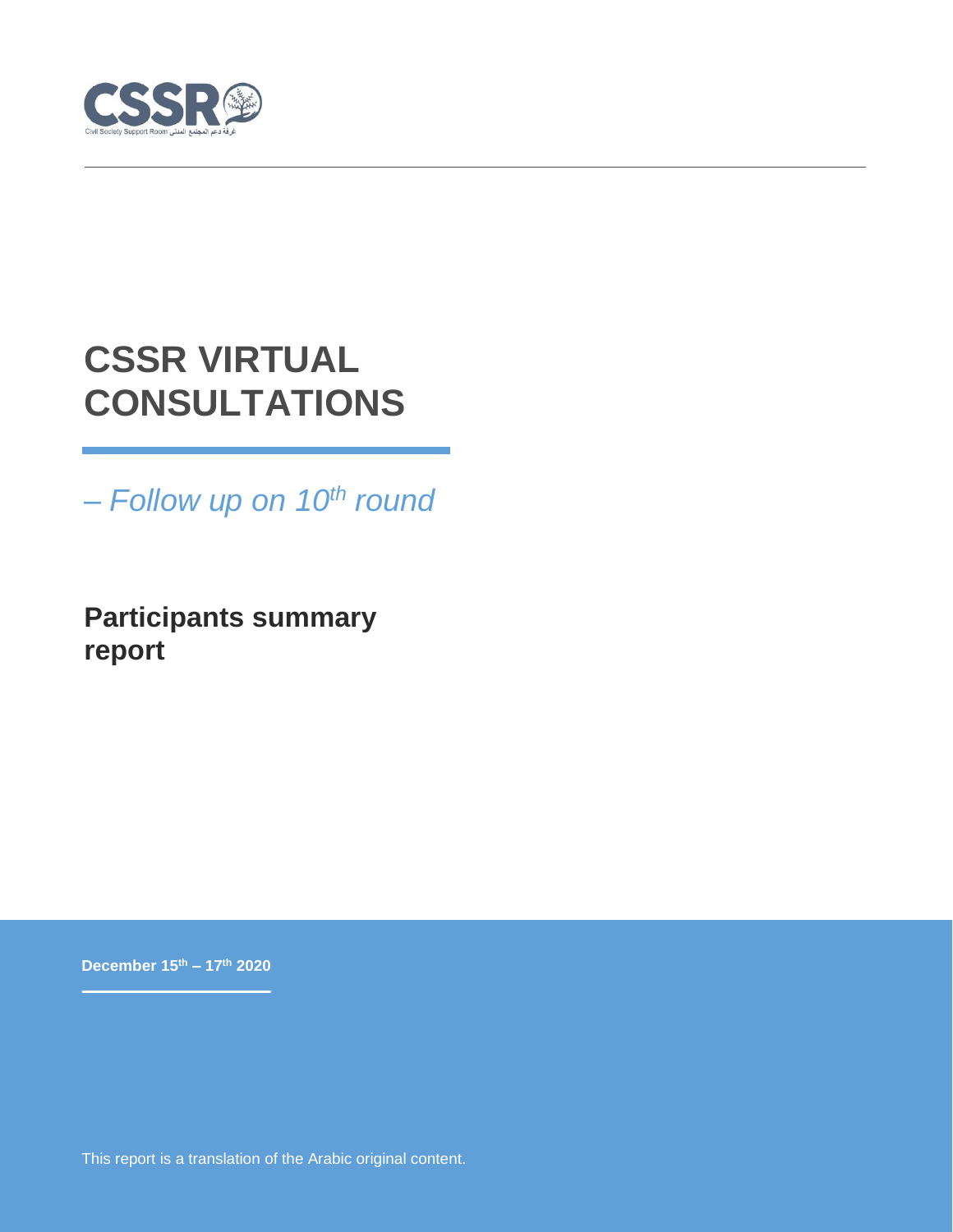# CSSR VIRTUAL CONSULTATIONS

*– Follow up on 10th round*

## Participants summary report

**December 15th – 17th 2020**

This report is a translation of the Arabic original content.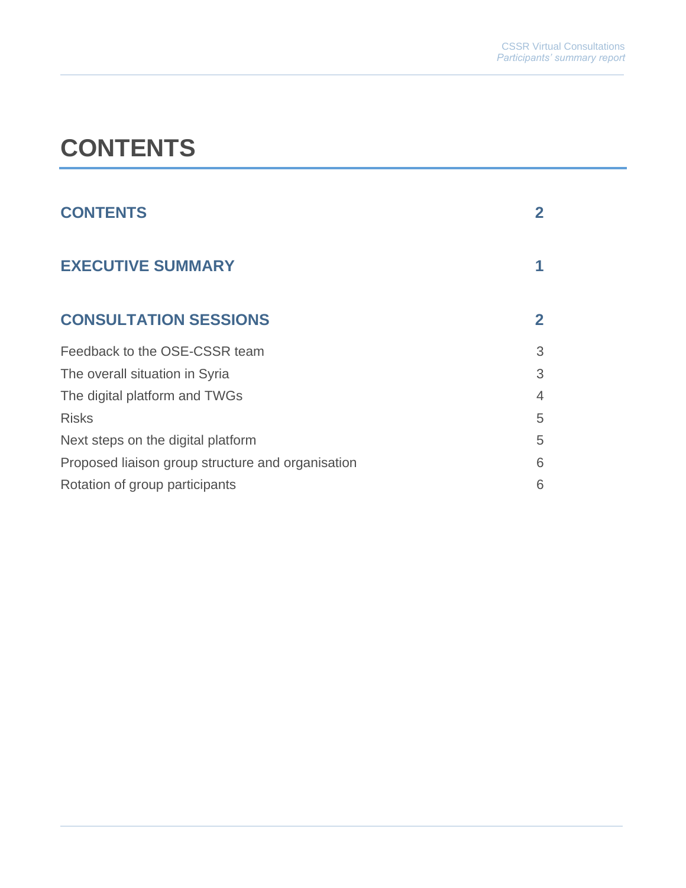# CONTENTS

| | |
|---|---|
| **CONTENTS** | **2** |
| **EXECUTIVE SUMMARY** | **1** |
| **CONSULTATION SESSIONS** | **2** |
| Feedback to the OSE-CSSR team | 3 |
| The overall situation in Syria | 3 |
| The digital platform and TWGs | 4 |
| Risks | 5 |
| Next steps on the digital platform | 5 |
| Proposed liaison group structure and organisation | 6 |
| Rotation of group participants | 6 |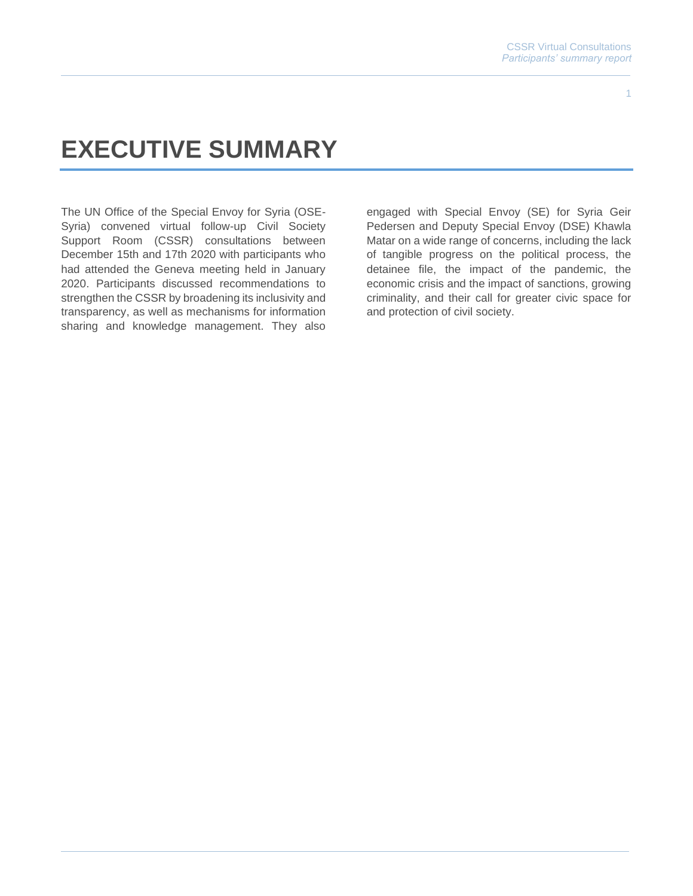# EXECUTIVE SUMMARY

The UN Office of the Special Envoy for Syria (OSE-Syria) convened virtual follow-up Civil Society Support Room (CSSR) consultations between December 15th and 17th 2020 with participants who had attended the Geneva meeting held in January 2020. Participants discussed recommendations to strengthen the CSSR by broadening its inclusivity and transparency, as well as mechanisms for information sharing and knowledge management. They also engaged with Special Envoy (SE) for Syria Geir Pedersen and Deputy Special Envoy (DSE) Khawla Matar on a wide range of concerns, including the lack of tangible progress on the political process, the detainee file, the impact of the pandemic, the economic crisis and the impact of sanctions, growing criminality, and their call for greater civic space for and protection of civil society.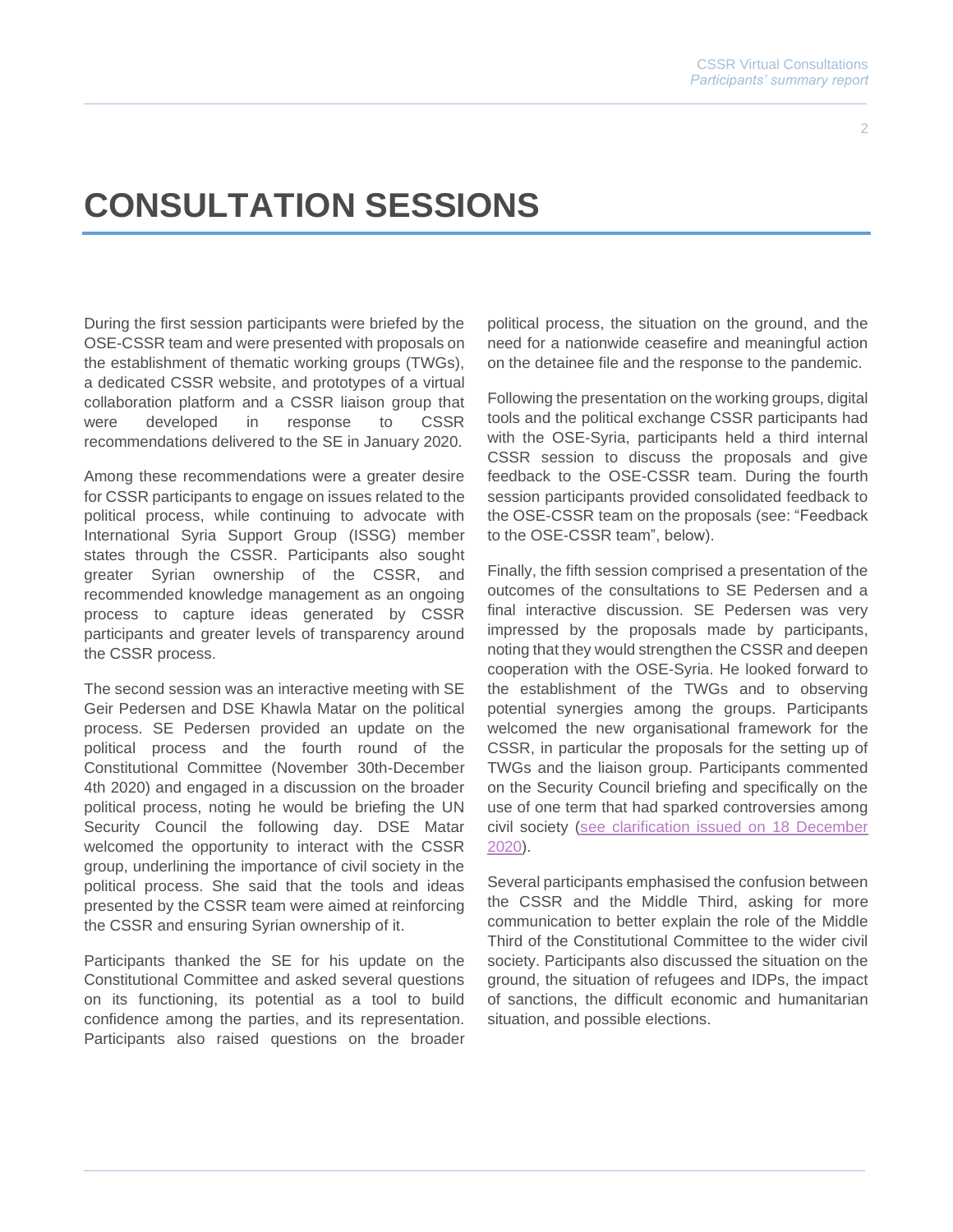# CONSULTATION SESSIONS

During the first session participants were briefed by the OSE-CSSR team and were presented with proposals on the establishment of thematic working groups (TWGs), a dedicated CSSR website, and prototypes of a virtual collaboration platform and a CSSR liaison group that were developed in response to CSSR recommendations delivered to the SE in January 2020.

Among these recommendations were a greater desire for CSSR participants to engage on issues related to the political process, while continuing to advocate with International Syria Support Group (ISSG) member states through the CSSR. Participants also sought greater Syrian ownership of the CSSR, and recommended knowledge management as an ongoing process to capture ideas generated by CSSR participants and greater levels of transparency around the CSSR process.

The second session was an interactive meeting with SE Geir Pedersen and DSE Khawla Matar on the political process. SE Pedersen provided an update on the political process and the fourth round of the Constitutional Committee (November 30th-December 4th 2020) and engaged in a discussion on the broader political process, noting he would be briefing the UN Security Council the following day. DSE Matar welcomed the opportunity to interact with the CSSR group, underlining the importance of civil society in the political process. She said that the tools and ideas presented by the CSSR team were aimed at reinforcing the CSSR and ensuring Syrian ownership of it.

Participants thanked the SE for his update on the Constitutional Committee and asked several questions on its functioning, its potential as a tool to build confidence among the parties, and its representation. Participants also raised questions on the broader political process, the situation on the ground, and the need for a nationwide ceasefire and meaningful action on the detainee file and the response to the pandemic.

Following the presentation on the working groups, digital tools and the political exchange CSSR participants had with the OSE-Syria, participants held a third internal CSSR session to discuss the proposals and give feedback to the OSE-CSSR team. During the fourth session participants provided consolidated feedback to the OSE-CSSR team on the proposals (see: "Feedback to the OSE-CSSR team", below).

Finally, the fifth session comprised a presentation of the outcomes of the consultations to SE Pedersen and a final interactive discussion. SE Pedersen was very impressed by the proposals made by participants, noting that they would strengthen the CSSR and deepen cooperation with the OSE-Syria. He looked forward to the establishment of the TWGs and to observing potential synergies among the groups. Participants welcomed the new organisational framework for the CSSR, in particular the proposals for the setting up of TWGs and the liaison group. Participants commented on the Security Council briefing and specifically on the use of one term that had sparked controversies among civil society (see clarification issued on 18 December 2020).

Several participants emphasised the confusion between the CSSR and the Middle Third, asking for more communication to better explain the role of the Middle Third of the Constitutional Committee to the wider civil society. Participants also discussed the situation on the ground, the situation of refugees and IDPs, the impact of sanctions, the difficult economic and humanitarian situation, and possible elections.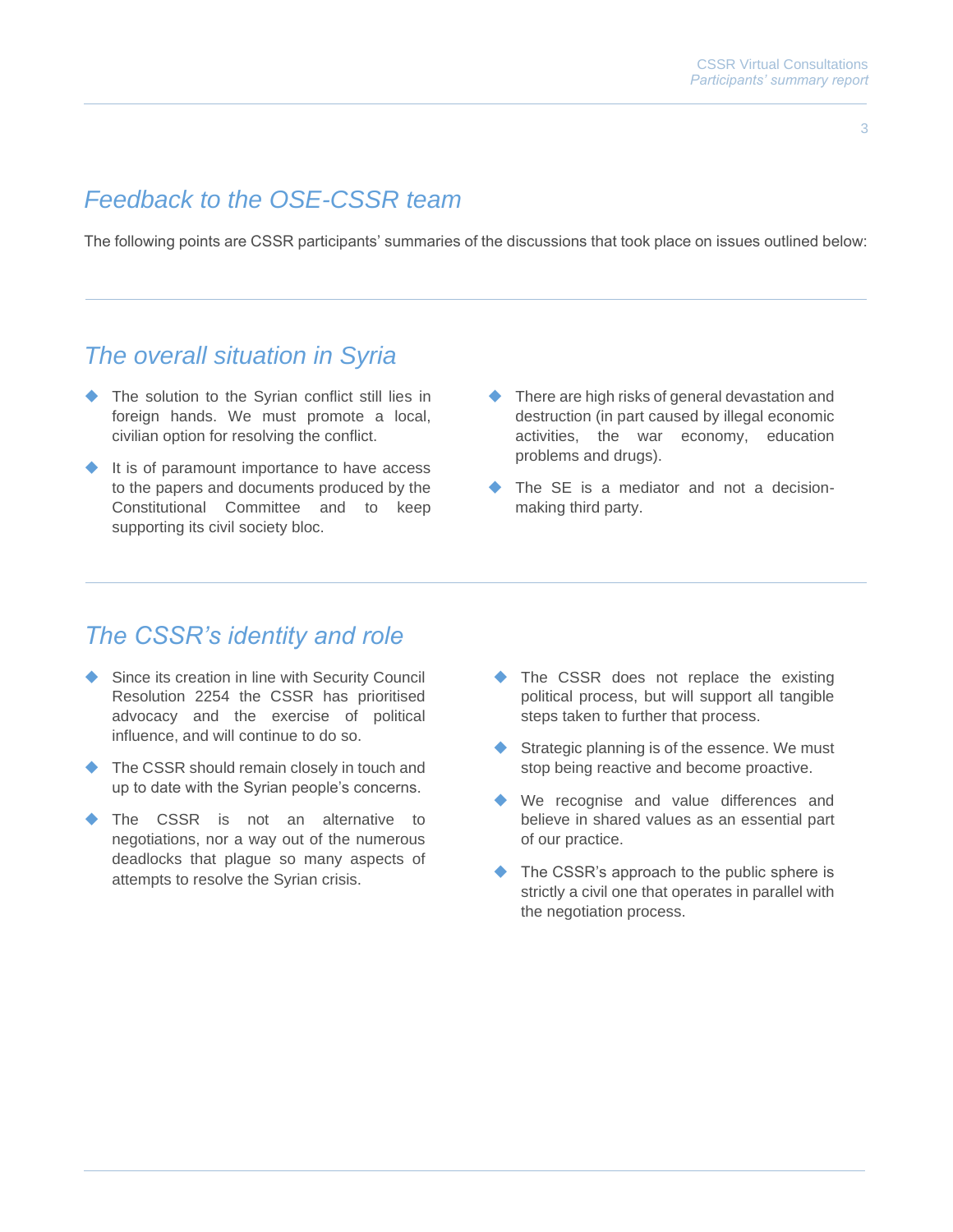## Feedback to the OSE-CSSR team

The following points are CSSR participants' summaries of the discussions that took place on issues outlined below:

## The overall situation in Syria

- The solution to the Syrian conflict still lies in foreign hands. We must promote a local, civilian option for resolving the conflict.
- It is of paramount importance to have access to the papers and documents produced by the Constitutional Committee and to keep supporting its civil society bloc.
- There are high risks of general devastation and destruction (in part caused by illegal economic activities, the war economy, education problems and drugs).
- The SE is a mediator and not a decision-making third party.

## The CSSR's identity and role

- Since its creation in line with Security Council Resolution 2254 the CSSR has prioritised advocacy and the exercise of political influence, and will continue to do so.
- The CSSR should remain closely in touch and up to date with the Syrian people's concerns.
- The CSSR is not an alternative to negotiations, nor a way out of the numerous deadlocks that plague so many aspects of attempts to resolve the Syrian crisis.
- The CSSR does not replace the existing political process, but will support all tangible steps taken to further that process.
- Strategic planning is of the essence. We must stop being reactive and become proactive.
- We recognise and value differences and believe in shared values as an essential part of our practice.
- The CSSR's approach to the public sphere is strictly a civil one that operates in parallel with the negotiation process.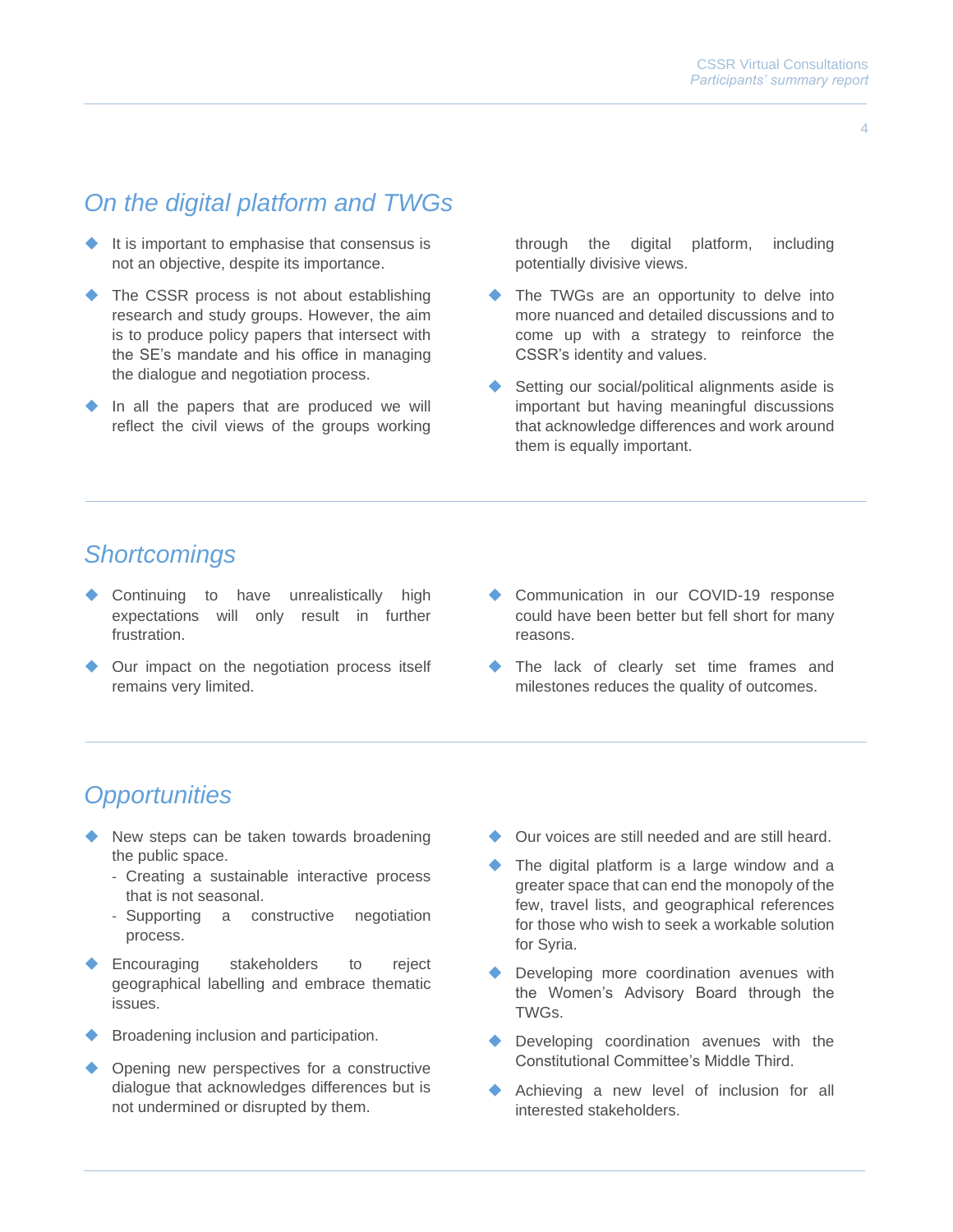## On the digital platform and TWGs

- It is important to emphasise that consensus is not an objective, despite its importance.
- The CSSR process is not about establishing research and study groups. However, the aim is to produce policy papers that intersect with the SE's mandate and his office in managing the dialogue and negotiation process.
- In all the papers that are produced we will reflect the civil views of the groups working through the digital platform, including potentially divisive views.
- The TWGs are an opportunity to delve into more nuanced and detailed discussions and to come up with a strategy to reinforce the CSSR's identity and values.
- Setting our social/political alignments aside is important but having meaningful discussions that acknowledge differences and work around them is equally important.

## Shortcomings

- Continuing to have unrealistically high expectations will only result in further frustration.
- Our impact on the negotiation process itself remains very limited.
- Communication in our COVID-19 response could have been better but fell short for many reasons.
- The lack of clearly set time frames and milestones reduces the quality of outcomes.

## Opportunities

- New steps can be taken towards broadening the public space.
  - Creating a sustainable interactive process that is not seasonal.
  - Supporting a constructive negotiation process.
- Encouraging stakeholders to reject geographical labelling and embrace thematic issues.
- Broadening inclusion and participation.
- Opening new perspectives for a constructive dialogue that acknowledges differences but is not undermined or disrupted by them.
- Our voices are still needed and are still heard.
- The digital platform is a large window and a greater space that can end the monopoly of the few, travel lists, and geographical references for those who wish to seek a workable solution for Syria.
- Developing more coordination avenues with the Women's Advisory Board through the TWGs.
- Developing coordination avenues with the Constitutional Committee's Middle Third.
- Achieving a new level of inclusion for all interested stakeholders.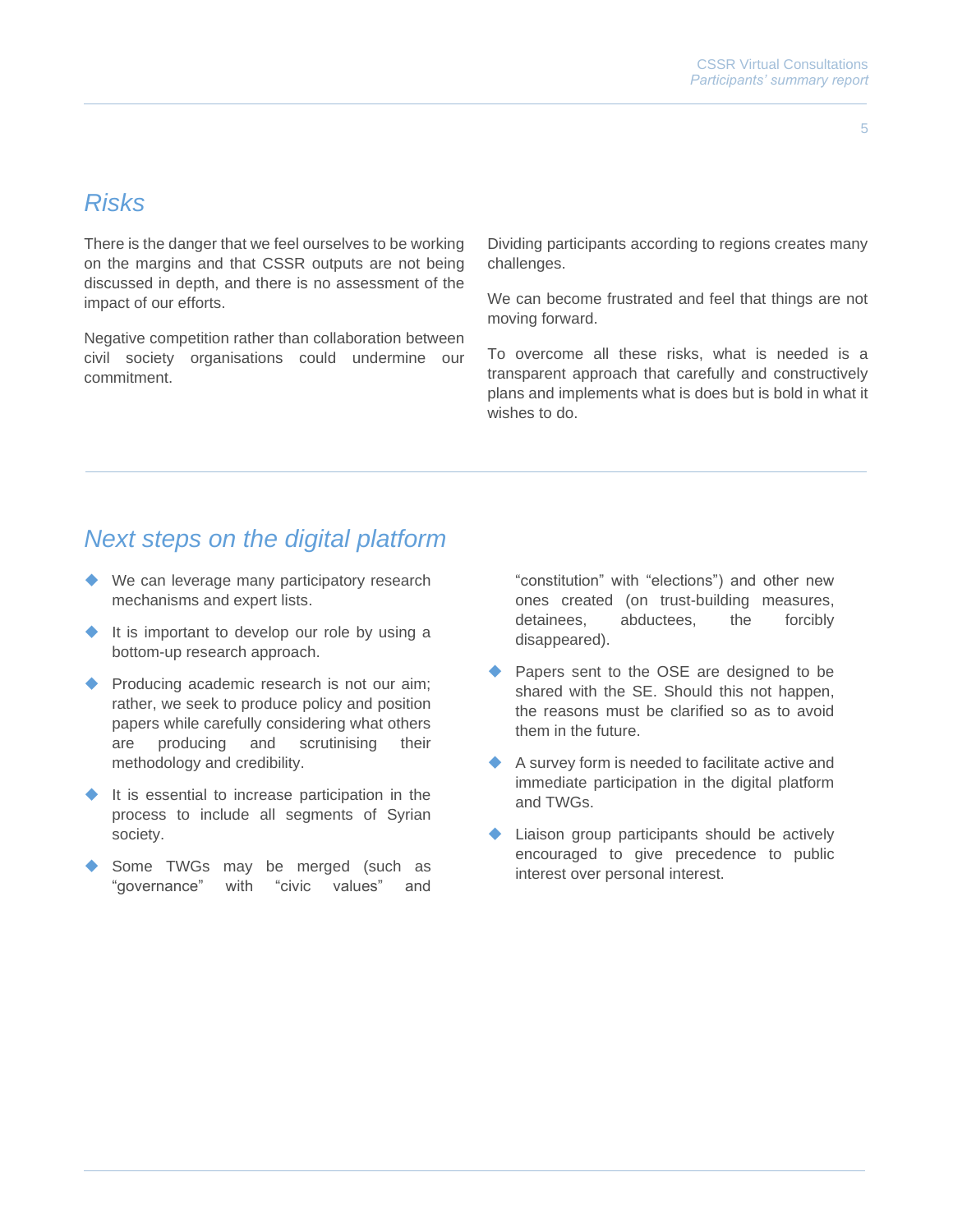## Risks

There is the danger that we feel ourselves to be working on the margins and that CSSR outputs are not being discussed in depth, and there is no assessment of the impact of our efforts.

Negative competition rather than collaboration between civil society organisations could undermine our commitment.

Dividing participants according to regions creates many challenges.

We can become frustrated and feel that things are not moving forward.

To overcome all these risks, what is needed is a transparent approach that carefully and constructively plans and implements what is does but is bold in what it wishes to do.

## Next steps on the digital platform

- We can leverage many participatory research mechanisms and expert lists.
- It is important to develop our role by using a bottom-up research approach.
- Producing academic research is not our aim; rather, we seek to produce policy and position papers while carefully considering what others are producing and scrutinising their methodology and credibility.
- It is essential to increase participation in the process to include all segments of Syrian society.
- Some TWGs may be merged (such as "governance" with "civic values" and "constitution" with "elections") and other new ones created (on trust-building measures, detainees, abductees, the forcibly disappeared).
- Papers sent to the OSE are designed to be shared with the SE. Should this not happen, the reasons must be clarified so as to avoid them in the future.
- A survey form is needed to facilitate active and immediate participation in the digital platform and TWGs.
- Liaison group participants should be actively encouraged to give precedence to public interest over personal interest.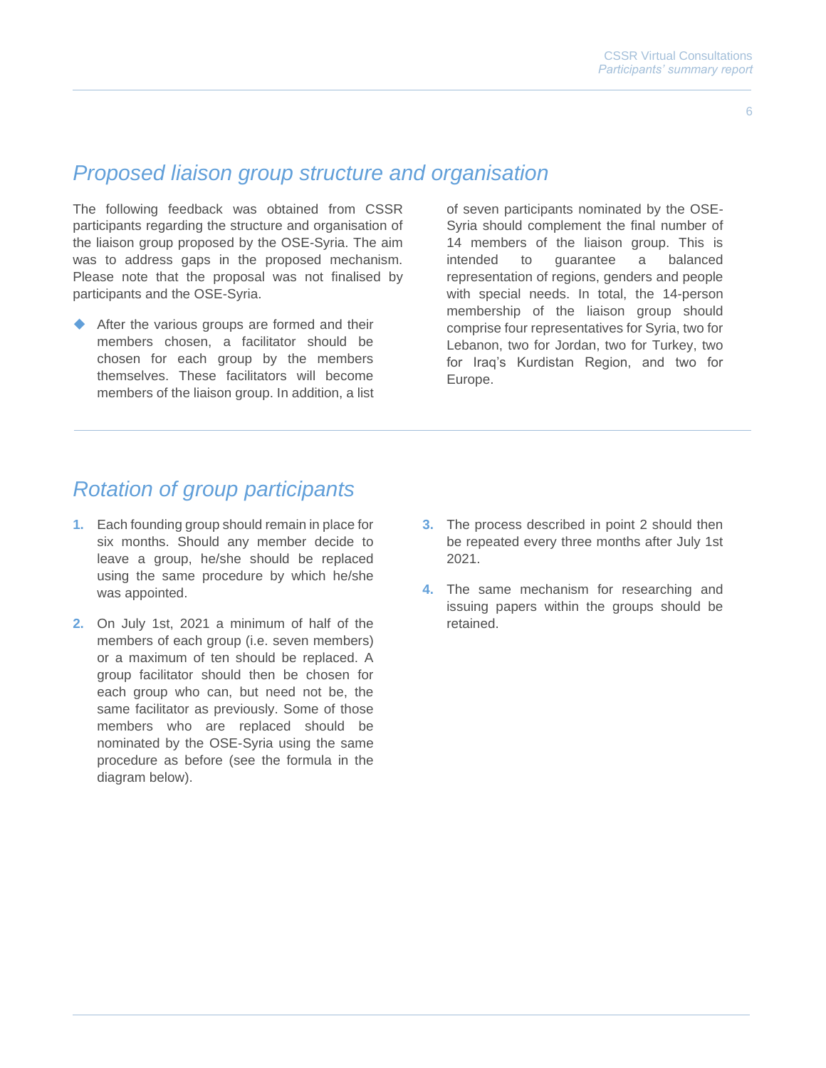## *Proposed liaison group structure and organisation*

The following feedback was obtained from CSSR participants regarding the structure and organisation of the liaison group proposed by the OSE-Syria. The aim was to address gaps in the proposed mechanism. Please note that the proposal was not finalised by participants and the OSE-Syria.

- After the various groups are formed and their members chosen, a facilitator should be chosen for each group by the members themselves. These facilitators will become members of the liaison group. In addition, a list of seven participants nominated by the OSE-Syria should complement the final number of 14 members of the liaison group. This is intended to guarantee a balanced representation of regions, genders and people with special needs. In total, the 14-person membership of the liaison group should comprise four representatives for Syria, two for Lebanon, two for Jordan, two for Turkey, two for Iraq's Kurdistan Region, and two for Europe.

## *Rotation of group participants*

1. Each founding group should remain in place for six months. Should any member decide to leave a group, he/she should be replaced using the same procedure by which he/she was appointed.
2. On July 1st, 2021 a minimum of half of the members of each group (i.e. seven members) or a maximum of ten should be replaced. A group facilitator should then be chosen for each group who can, but need not be, the same facilitator as previously. Some of those members who are replaced should be nominated by the OSE-Syria using the same procedure as before (see the formula in the diagram below).
3. The process described in point 2 should then be repeated every three months after July 1st 2021.
4. The same mechanism for researching and issuing papers within the groups should be retained.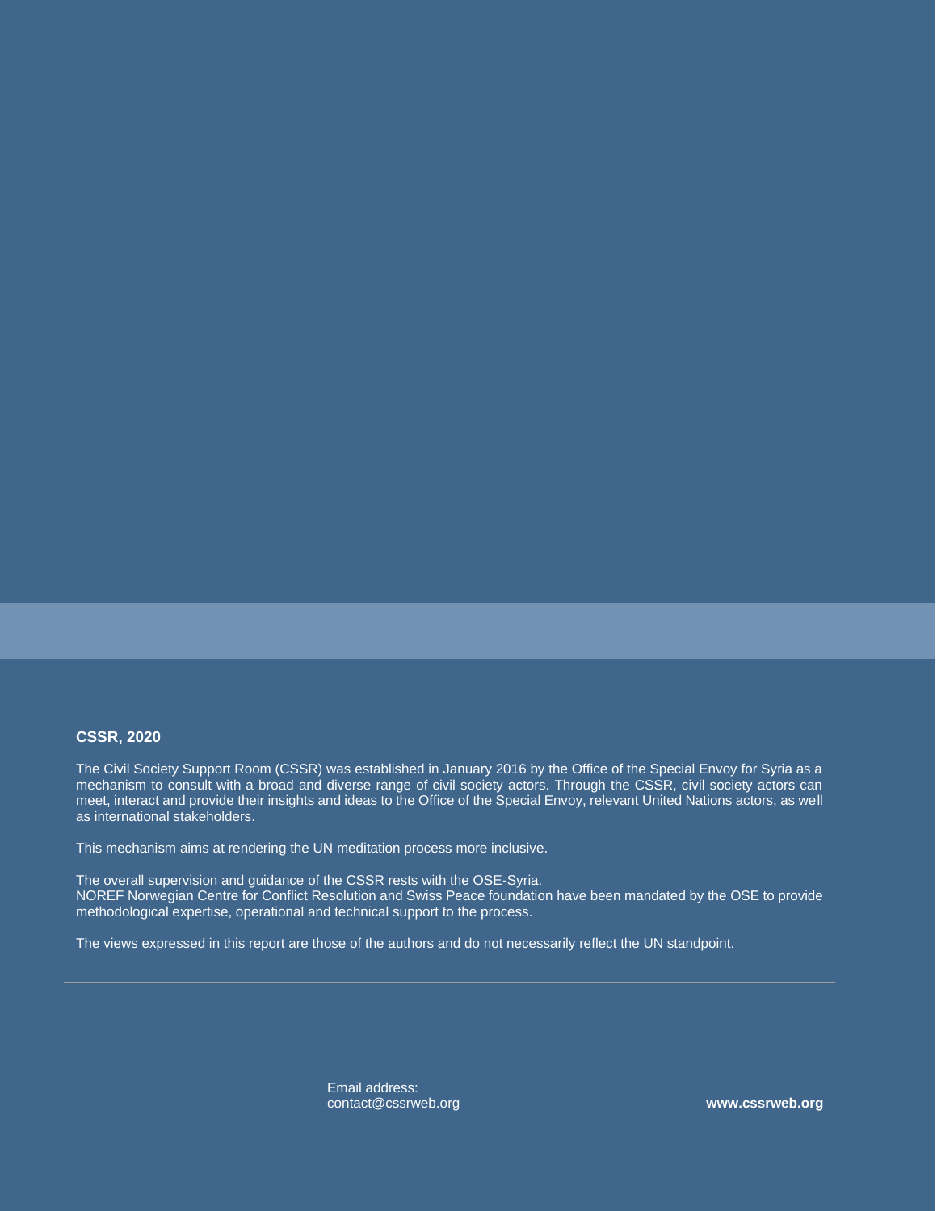**CSSR, 2020**

The Civil Society Support Room (CSSR) was established in January 2016 by the Office of the Special Envoy for Syria as a mechanism to consult with a broad and diverse range of civil society actors. Through the CSSR, civil society actors can meet, interact and provide their insights and ideas to the Office of the Special Envoy, relevant United Nations actors, as well as international stakeholders.

This mechanism aims at rendering the UN meditation process more inclusive.

The overall supervision and guidance of the CSSR rests with the OSE-Syria.
NOREF Norwegian Centre for Conflict Resolution and Swiss Peace foundation have been mandated by the OSE to provide methodological expertise, operational and technical support to the process.

The views expressed in this report are those of the authors and do not necessarily reflect the UN standpoint.

---

Email address:
contact@cssrweb.org

**www.cssrweb.org**